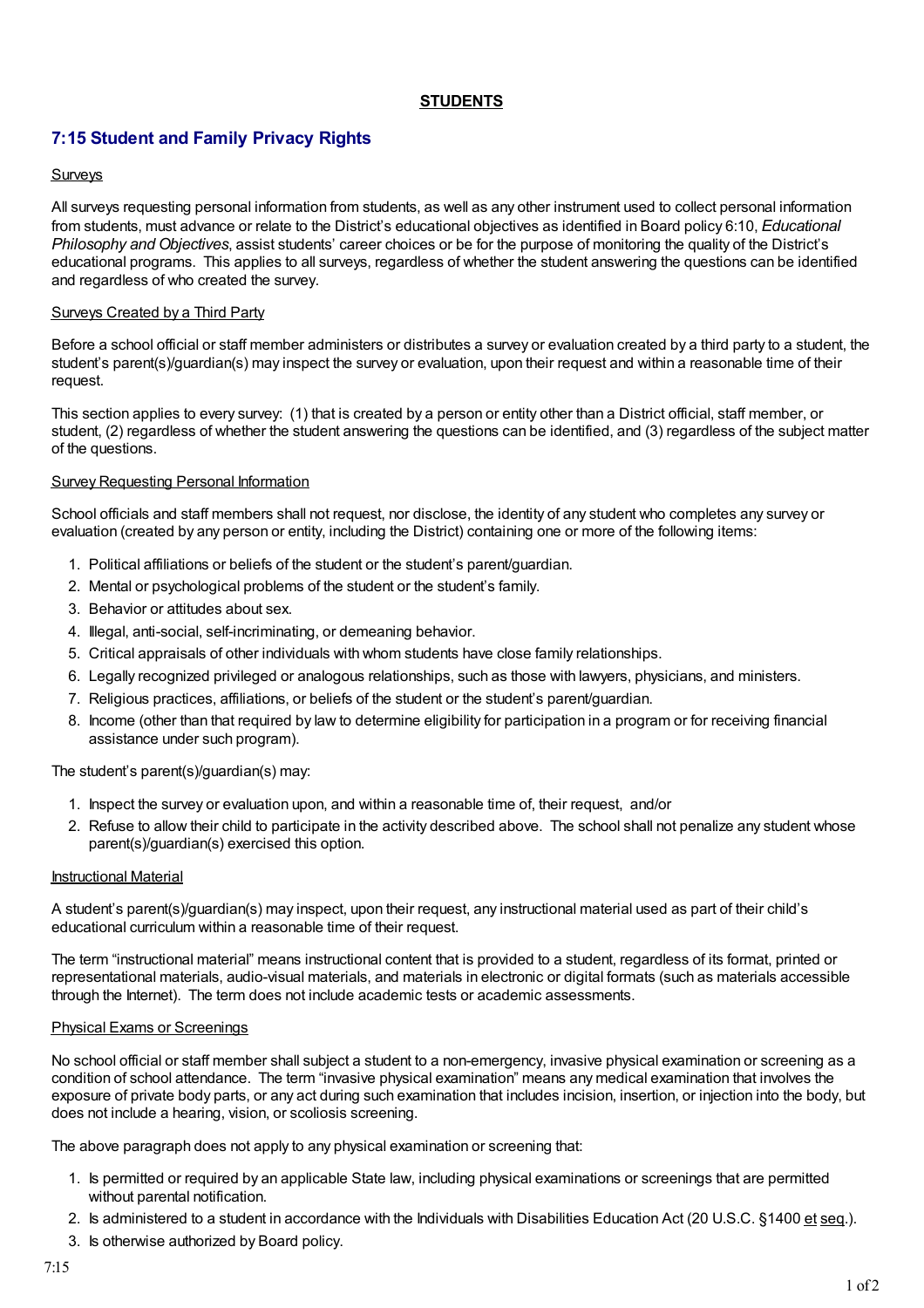**STUDENTS**

## 7:15 Student and Family Privacy Rights

Surveys

All surveys requesting personal information from students, as well as any other instrument used to collect personal information from students, must advance or relate to the District's educational objectives as identified in Board policy 6:10, *Educational Philosophy and Objectives*, assist students' career choices or be for the purpose of monitoring the quality of the District's educational programs. This applies to all surveys, regardless of whether the student answering the questions can be identified and regardless of who created the survey.

Surveys Created by a Third Party

Before a school official or staff member administers or distributes a survey or evaluation created by a third party to a student, the student's parent(s)/guardian(s) may inspect the survey or evaluation, upon their request and within a reasonable time of their request.

This section applies to every survey: (1) that is created by a person or entity other than a District official, staff member, or student, (2) regardless of whether the student answering the questions can be identified, and (3) regardless of the subject matter of the questions.

Survey Requesting Personal Information

School officials and staff members shall not request, nor disclose, the identity of any student who completes any survey or evaluation (created by any person or entity, including the District) containing one or more of the following items:

1. Political affiliations or beliefs of the student or the student's parent/guardian.
2. Mental or psychological problems of the student or the student's family.
3. Behavior or attitudes about sex.
4. Illegal, anti-social, self-incriminating, or demeaning behavior.
5. Critical appraisals of other individuals with whom students have close family relationships.
6. Legally recognized privileged or analogous relationships, such as those with lawyers, physicians, and ministers.
7. Religious practices, affiliations, or beliefs of the student or the student's parent/guardian.
8. Income (other than that required by law to determine eligibility for participation in a program or for receiving financial assistance under such program).

The student's parent(s)/guardian(s) may:

1. Inspect the survey or evaluation upon, and within a reasonable time of, their request, and/or
2. Refuse to allow their child to participate in the activity described above. The school shall not penalize any student whose parent(s)/guardian(s) exercised this option.

Instructional Material

A student's parent(s)/guardian(s) may inspect, upon their request, any instructional material used as part of their child's educational curriculum within a reasonable time of their request.

The term "instructional material" means instructional content that is provided to a student, regardless of its format, printed or representational materials, audio-visual materials, and materials in electronic or digital formats (such as materials accessible through the Internet). The term does not include academic tests or academic assessments.

Physical Exams or Screenings

No school official or staff member shall subject a student to a non-emergency, invasive physical examination or screening as a condition of school attendance. The term "invasive physical examination" means any medical examination that involves the exposure of private body parts, or any act during such examination that includes incision, insertion, or injection into the body, but does not include a hearing, vision, or scoliosis screening.

The above paragraph does not apply to any physical examination or screening that:

1. Is permitted or required by an applicable State law, including physical examinations or screenings that are permitted without parental notification.
2. Is administered to a student in accordance with the Individuals with Disabilities Education Act (20 U.S.C. §1400 et seq.).
3. Is otherwise authorized by Board policy.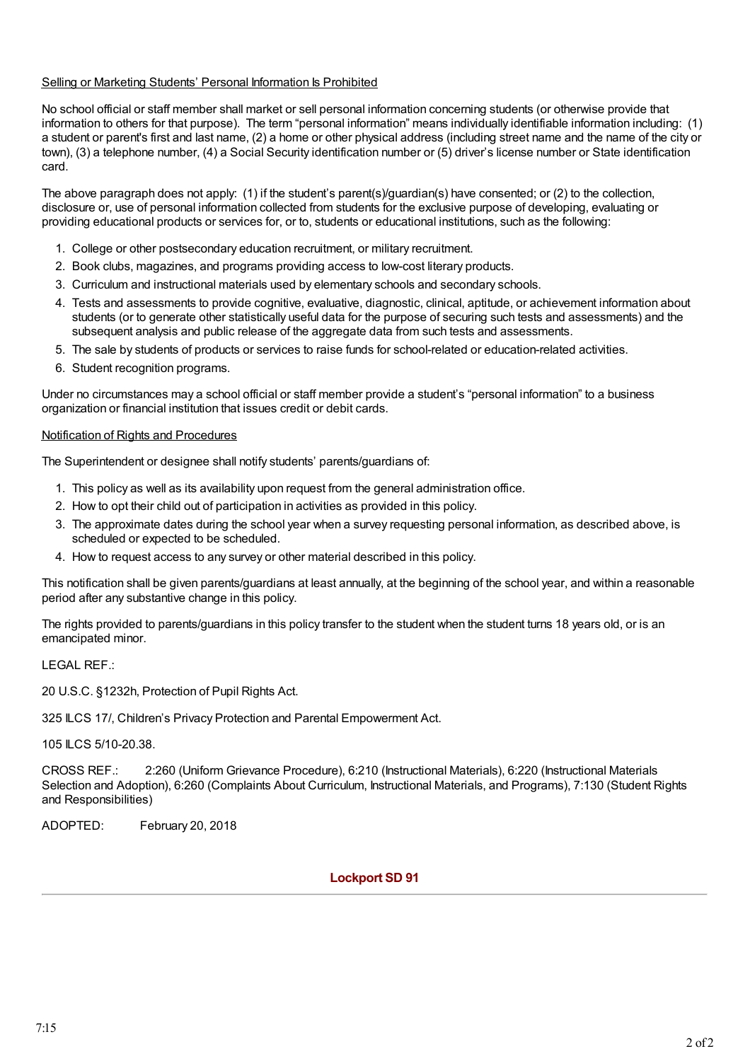Selling or Marketing Students' Personal Information Is Prohibited

No school official or staff member shall market or sell personal information concerning students (or otherwise provide that information to others for that purpose). The term "personal information" means individually identifiable information including: (1) a student or parent's first and last name, (2) a home or other physical address (including street name and the name of the city or town), (3) a telephone number, (4) a Social Security identification number or (5) driver's license number or State identification card.

The above paragraph does not apply: (1) if the student's parent(s)/guardian(s) have consented; or (2) to the collection, disclosure or, use of personal information collected from students for the exclusive purpose of developing, evaluating or providing educational products or services for, or to, students or educational institutions, such as the following:

1. College or other postsecondary education recruitment, or military recruitment.
2. Book clubs, magazines, and programs providing access to low-cost literary products.
3. Curriculum and instructional materials used by elementary schools and secondary schools.
4. Tests and assessments to provide cognitive, evaluative, diagnostic, clinical, aptitude, or achievement information about students (or to generate other statistically useful data for the purpose of securing such tests and assessments) and the subsequent analysis and public release of the aggregate data from such tests and assessments.
5. The sale by students of products or services to raise funds for school-related or education-related activities.
6. Student recognition programs.

Under no circumstances may a school official or staff member provide a student's "personal information" to a business organization or financial institution that issues credit or debit cards.

Notification of Rights and Procedures

The Superintendent or designee shall notify students' parents/guardians of:

1. This policy as well as its availability upon request from the general administration office.
2. How to opt their child out of participation in activities as provided in this policy.
3. The approximate dates during the school year when a survey requesting personal information, as described above, is scheduled or expected to be scheduled.
4. How to request access to any survey or other material described in this policy.

This notification shall be given parents/guardians at least annually, at the beginning of the school year, and within a reasonable period after any substantive change in this policy.

The rights provided to parents/guardians in this policy transfer to the student when the student turns 18 years old, or is an emancipated minor.

LEGAL REF.:

20 U.S.C. §1232h, Protection of Pupil Rights Act.

325 ILCS 17/, Children's Privacy Protection and Parental Empowerment Act.

105 ILCS 5/10-20.38.

CROSS REF.: 2:260 (Uniform Grievance Procedure), 6:210 (Instructional Materials), 6:220 (Instructional Materials Selection and Adoption), 6:260 (Complaints About Curriculum, Instructional Materials, and Programs), 7:130 (Student Rights and Responsibilities)

ADOPTED: February 20, 2018

**Lockport SD 91**